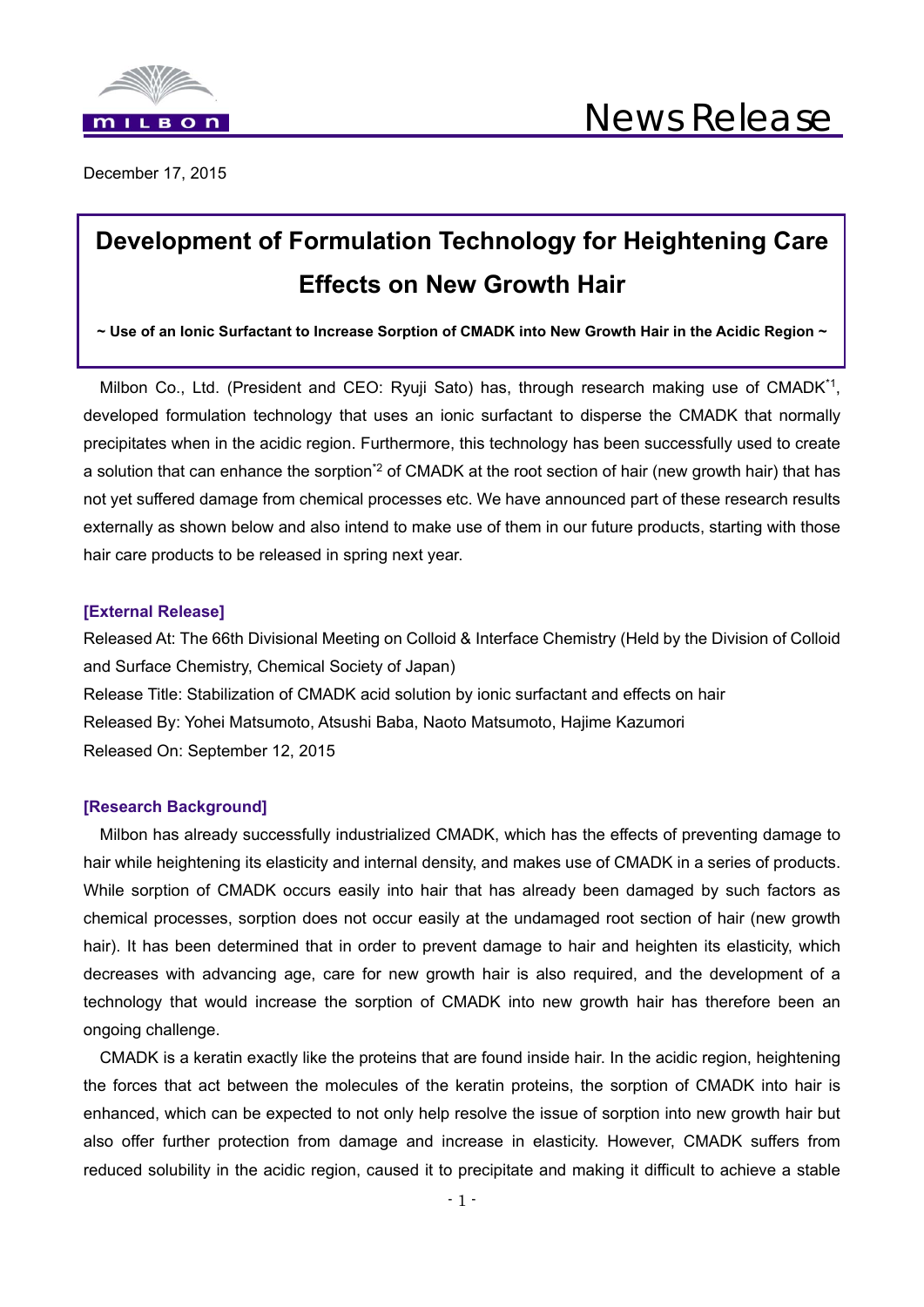MILBON

# News Release

December 17, 2015

# Development of Formulation Technology for Heightening Care Effects on New Growth Hair

**~ Use of an Ionic Surfactant to Increase Sorption of CMADK into New Growth Hair in the Acidic Region ~**

Milbon Co., Ltd. (President and CEO: Ryuji Sato) has, through research making use of CMADK[*1], developed formulation technology that uses an ionic surfactant to disperse the CMADK that normally precipitates when in the acidic region. Furthermore, this technology has been successfully used to create a solution that can enhance the sorption[*2] of CMADK at the root section of hair (new growth hair) that has not yet suffered damage from chemical processes etc. We have announced part of these research results externally as shown below and also intend to make use of them in our future products, starting with those hair care products to be released in spring next year.

## [External Release]

Released At: The 66th Divisional Meeting on Colloid & Interface Chemistry (Held by the Division of Colloid and Surface Chemistry, Chemical Society of Japan)
Release Title: Stabilization of CMADK acid solution by ionic surfactant and effects on hair
Released By: Yohei Matsumoto, Atsushi Baba, Naoto Matsumoto, Hajime Kazumori
Released On: September 12, 2015

## [Research Background]

Milbon has already successfully industrialized CMADK, which has the effects of preventing damage to hair while heightening its elasticity and internal density, and makes use of CMADK in a series of products. While sorption of CMADK occurs easily into hair that has already been damaged by such factors as chemical processes, sorption does not occur easily at the undamaged root section of hair (new growth hair). It has been determined that in order to prevent damage to hair and heighten its elasticity, which decreases with advancing age, care for new growth hair is also required, and the development of a technology that would increase the sorption of CMADK into new growth hair has therefore been an ongoing challenge.

CMADK is a keratin exactly like the proteins that are found inside hair. In the acidic region, heightening the forces that act between the molecules of the keratin proteins, the sorption of CMADK into hair is enhanced, which can be expected to not only help resolve the issue of sorption into new growth hair but also offer further protection from damage and increase in elasticity. However, CMADK suffers from reduced solubility in the acidic region, caused it to precipitate and making it difficult to achieve a stable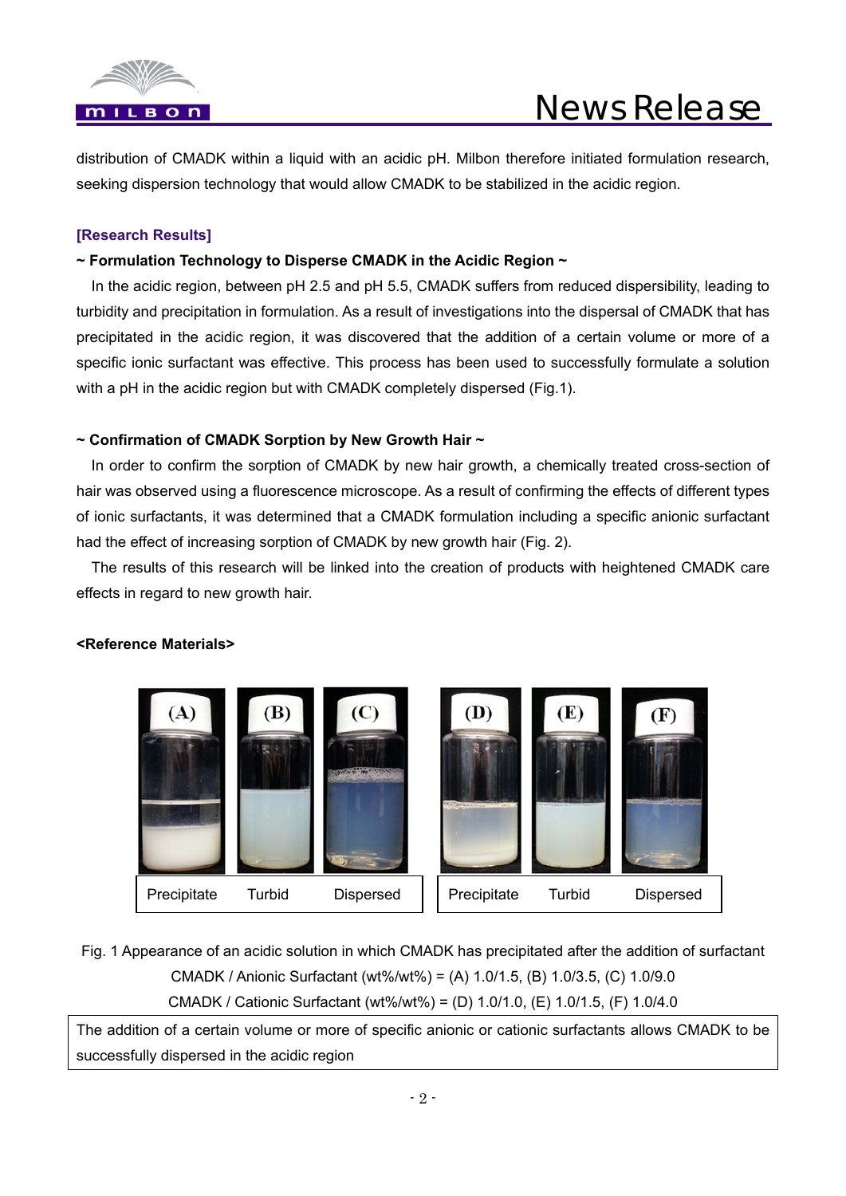distribution of CMADK within a liquid with an acidic pH. Milbon therefore initiated formulation research, seeking dispersion technology that would allow CMADK to be stabilized in the acidic region.

**[Research Results]**

**~ Formulation Technology to Disperse CMADK in the Acidic Region ~**

In the acidic region, between pH 2.5 and pH 5.5, CMADK suffers from reduced dispersibility, leading to turbidity and precipitation in formulation. As a result of investigations into the dispersal of CMADK that has precipitated in the acidic region, it was discovered that the addition of a certain volume or more of a specific ionic surfactant was effective. This process has been used to successfully formulate a solution with a pH in the acidic region but with CMADK completely dispersed (Fig.1).

**~ Confirmation of CMADK Sorption by New Growth Hair ~**

In order to confirm the sorption of CMADK by new hair growth, a chemically treated cross-section of hair was observed using a fluorescence microscope. As a result of confirming the effects of different types of ionic surfactants, it was determined that a CMADK formulation including a specific anionic surfactant had the effect of increasing sorption of CMADK by new growth hair (Fig. 2).

The results of this research will be linked into the creation of products with heightened CMADK care effects in regard to new growth hair.

**<Reference Materials>**

| (A) | (B) | (C) | (D) | (E) | (F) |
|---|---|---|---|---|---|
| Precipitate | Turbid | Dispersed | Precipitate | Turbid | Dispersed |

Fig. 1 Appearance of an acidic solution in which CMADK has precipitated after the addition of surfactant

CMADK / Anionic Surfactant (wt%/wt%) = (A) 1.0/1.5, (B) 1.0/3.5, (C) 1.0/9.0

CMADK / Cationic Surfactant (wt%/wt%) = (D) 1.0/1.0, (E) 1.0/1.5, (F) 1.0/4.0

The addition of a certain volume or more of specific anionic or cationic surfactants allows CMADK to be successfully dispersed in the acidic region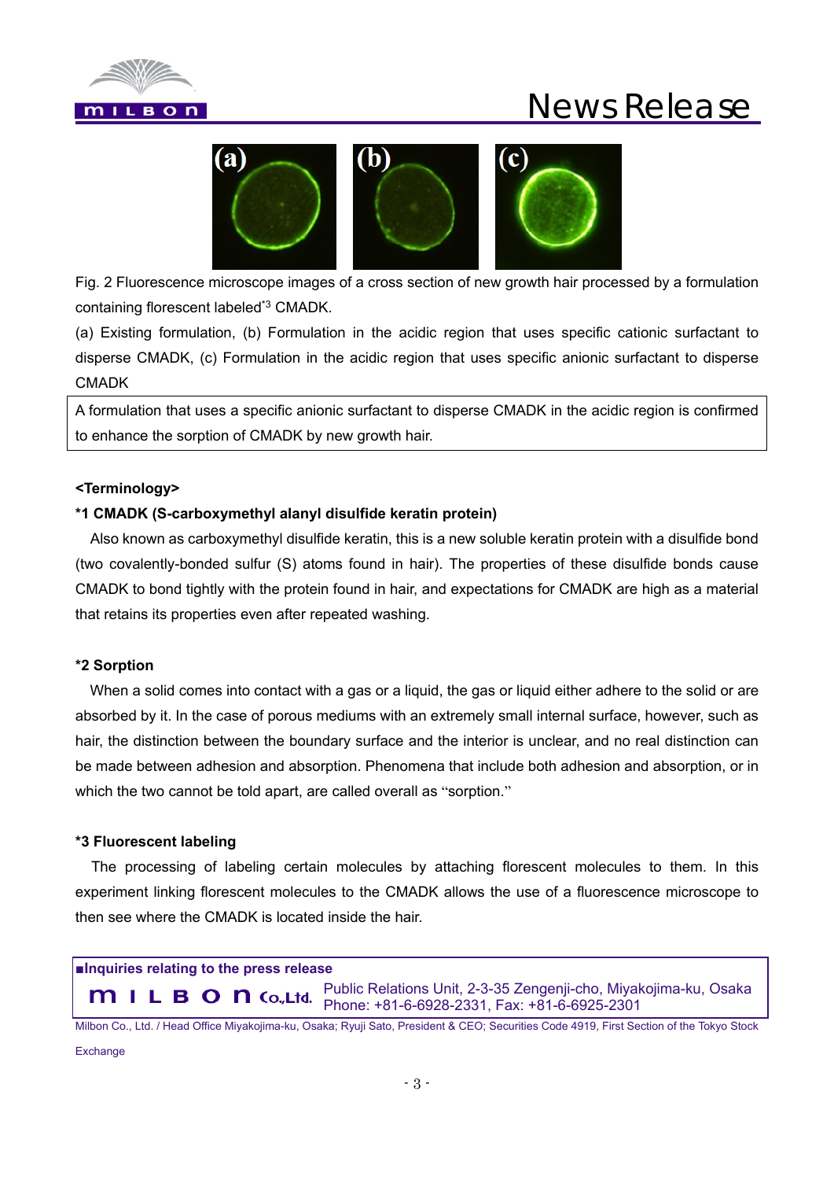Fig. 2 Fluorescence microscope images of a cross section of new growth hair processed by a formulation containing florescent labeled[*3] CMADK.

(a) Existing formulation, (b) Formulation in the acidic region that uses specific cationic surfactant to disperse CMADK, (c) Formulation in the acidic region that uses specific anionic surfactant to disperse CMADK

A formulation that uses a specific anionic surfactant to disperse CMADK in the acidic region is confirmed to enhance the sorption of CMADK by new growth hair.

**<Terminology>**

**\*1 CMADK (S-carboxymethyl alanyl disulfide keratin protein)**

Also known as carboxymethyl disulfide keratin, this is a new soluble keratin protein with a disulfide bond (two covalently-bonded sulfur (S) atoms found in hair). The properties of these disulfide bonds cause CMADK to bond tightly with the protein found in hair, and expectations for CMADK are high as a material that retains its properties even after repeated washing.

**\*2 Sorption**

When a solid comes into contact with a gas or a liquid, the gas or liquid either adhere to the solid or are absorbed by it. In the case of porous mediums with an extremely small internal surface, however, such as hair, the distinction between the boundary surface and the interior is unclear, and no real distinction can be made between adhesion and absorption. Phenomena that include both adhesion and absorption, or in which the two cannot be told apart, are called overall as "sorption."

**\*3 Fluorescent labeling**

The processing of labeling certain molecules by attaching florescent molecules to them. In this experiment linking florescent molecules to the CMADK allows the use of a fluorescence microscope to then see where the CMADK is located inside the hair.

**■Inquiries relating to the press release**

MILBON Co.,Ltd. Public Relations Unit, 2-3-35 Zengenji-cho, Miyakojima-ku, Osaka
Phone: +81-6-6928-2331, Fax: +81-6-6925-2301

Milbon Co., Ltd. / Head Office Miyakojima-ku, Osaka; Ryuji Sato, President & CEO; Securities Code 4919, First Section of the Tokyo Stock Exchange